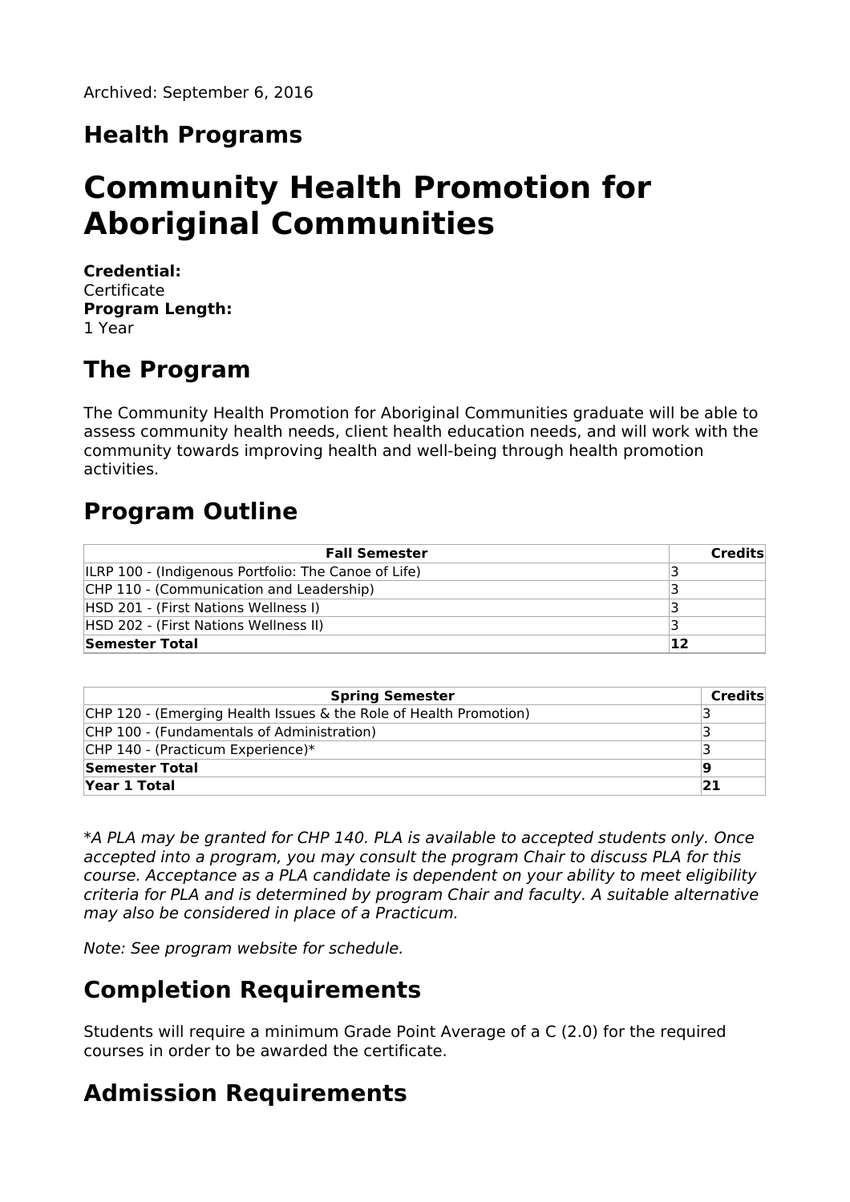Archived: September 6, 2016

## Health Programs

# Community Health Promotion for Aboriginal Communities

**Credential:**
Certificate
**Program Length:**
1 Year

## The Program

The Community Health Promotion for Aboriginal Communities graduate will be able to assess community health needs, client health education needs, and will work with the community towards improving health and well-being through health promotion activities.

## Program Outline

| Fall Semester | Credits |
|---|---|
| ILRP 100 - (Indigenous Portfolio: The Canoe of Life) | 3 |
| CHP 110 - (Communication and Leadership) | 3 |
| HSD 201 - (First Nations Wellness I) | 3 |
| HSD 202 - (First Nations Wellness II) | 3 |
| **Semester Total** | **12** |

| Spring Semester | Credits |
|---|---|
| CHP 120 - (Emerging Health Issues & the Role of Health Promotion) | 3 |
| CHP 100 - (Fundamentals of Administration) | 3 |
| CHP 140 - (Practicum Experience)* | 3 |
| **Semester Total** | **9** |
| **Year 1 Total** | **21** |

**A PLA may be granted for CHP 140. PLA is available to accepted students only. Once accepted into a program, you may consult the program Chair to discuss PLA for this course. Acceptance as a PLA candidate is dependent on your ability to meet eligibility criteria for PLA and is determined by program Chair and faculty. A suitable alternative may also be considered in place of a Practicum.*

*Note: See program website for schedule.*

## Completion Requirements

Students will require a minimum Grade Point Average of a C (2.0) for the required courses in order to be awarded the certificate.

## Admission Requirements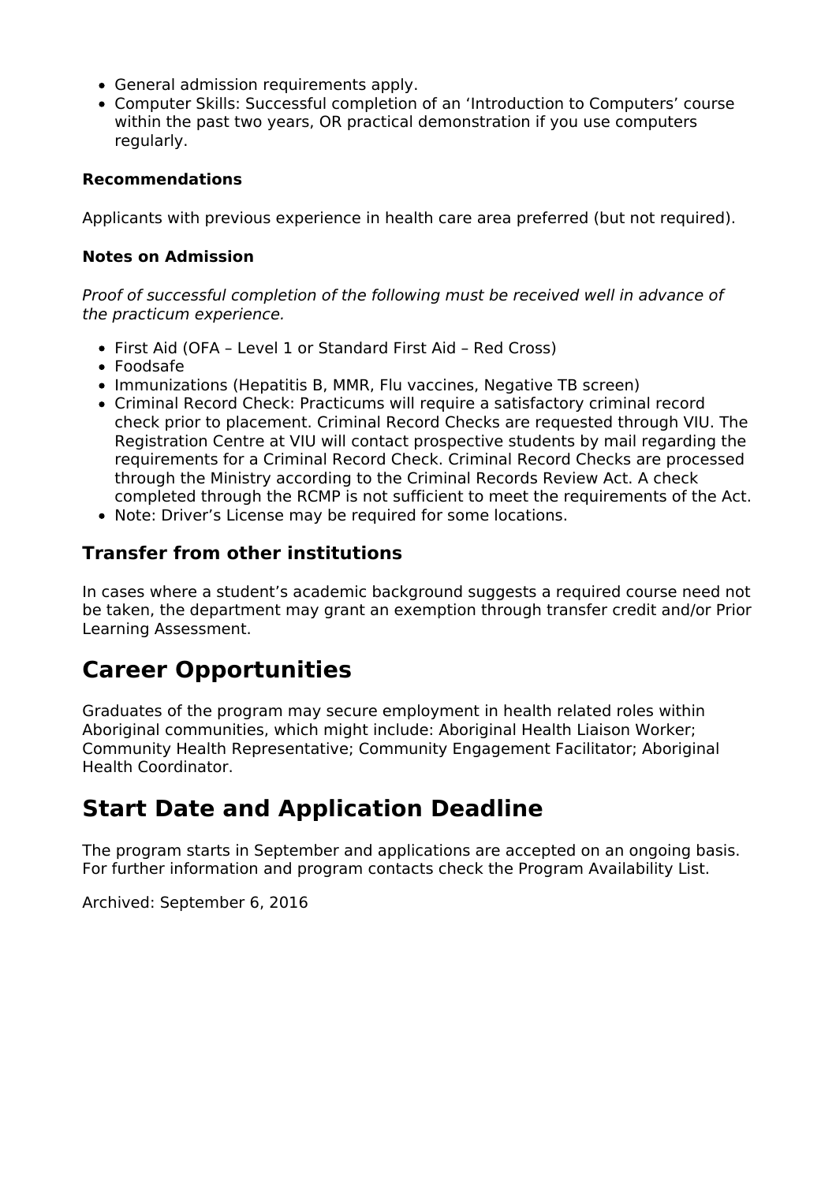- General admission requirements apply.
- Computer Skills: Successful completion of an 'Introduction to Computers' course within the past two years, OR practical demonstration if you use computers regularly.

**Recommendations**

Applicants with previous experience in health care area preferred (but not required).

**Notes on Admission**

*Proof of successful completion of the following must be received well in advance of the practicum experience.*

- First Aid (OFA – Level 1 or Standard First Aid – Red Cross)
- Foodsafe
- Immunizations (Hepatitis B, MMR, Flu vaccines, Negative TB screen)
- Criminal Record Check: Practicums will require a satisfactory criminal record check prior to placement. Criminal Record Checks are requested through VIU. The Registration Centre at VIU will contact prospective students by mail regarding the requirements for a Criminal Record Check. Criminal Record Checks are processed through the Ministry according to the Criminal Records Review Act. A check completed through the RCMP is not sufficient to meet the requirements of the Act.
- Note: Driver's License may be required for some locations.

### Transfer from other institutions

In cases where a student's academic background suggests a required course need not be taken, the department may grant an exemption through transfer credit and/or Prior Learning Assessment.

## Career Opportunities

Graduates of the program may secure employment in health related roles within Aboriginal communities, which might include: Aboriginal Health Liaison Worker; Community Health Representative; Community Engagement Facilitator; Aboriginal Health Coordinator.

## Start Date and Application Deadline

The program starts in September and applications are accepted on an ongoing basis. For further information and program contacts check the Program Availability List.

Archived: September 6, 2016